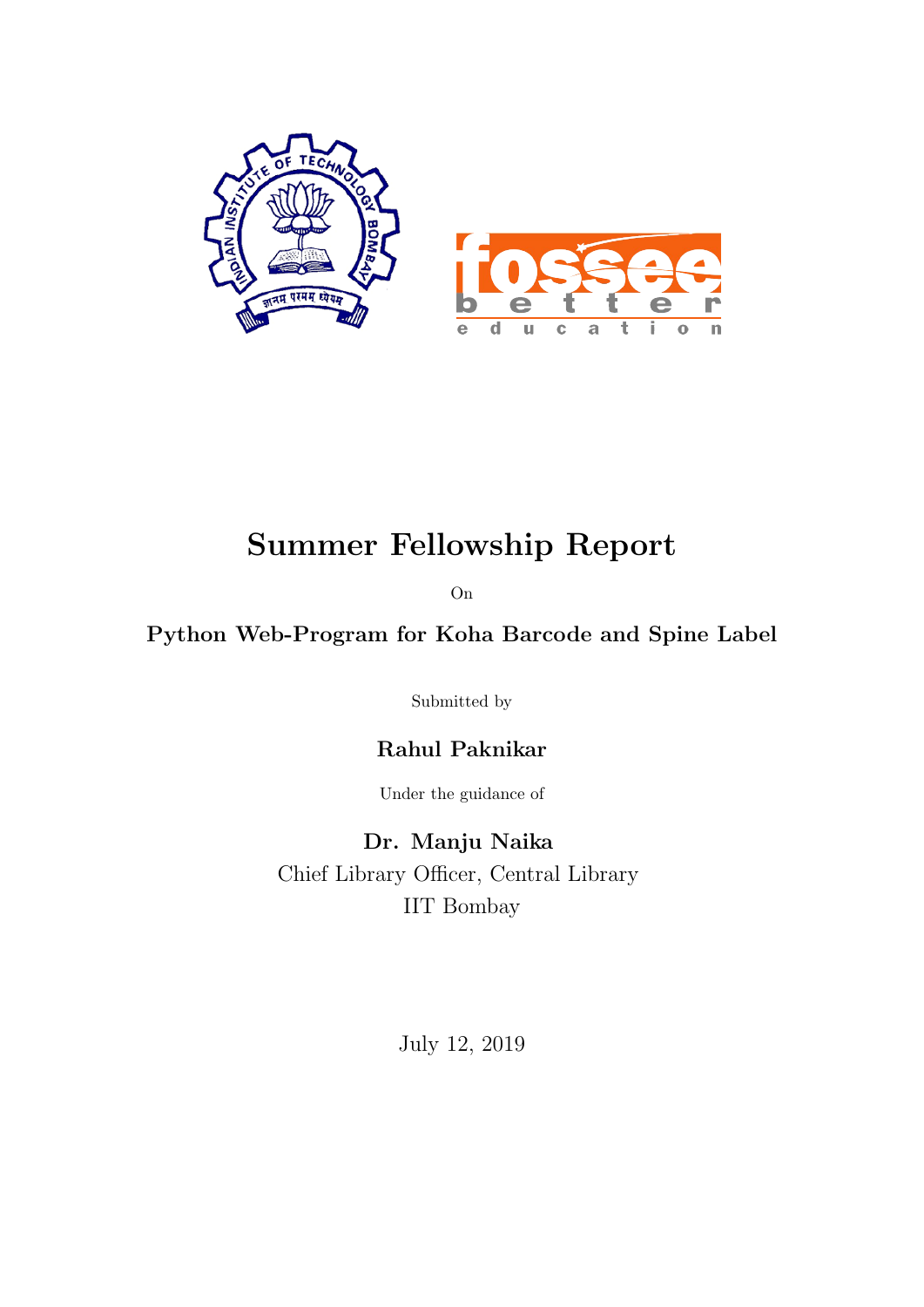# Summer Fellowship Report

On

## Python Web-Program for Koha Barcode and Spine Label

Submitted by

**Rahul Paknikar**

Under the guidance of

**Dr. Manju Naika**

Chief Library Officer, Central Library

IIT Bombay

July 12, 2019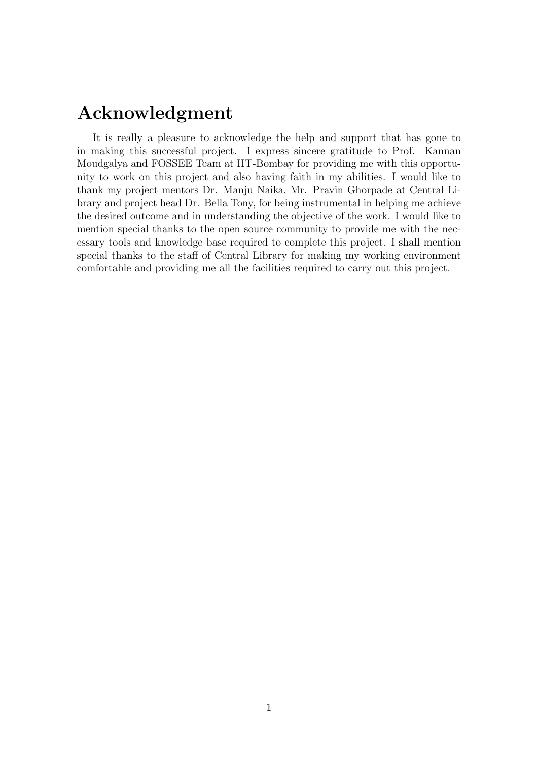# Acknowledgment

It is really a pleasure to acknowledge the help and support that has gone to in making this successful project. I express sincere gratitude to Prof. Kannan Moudgalya and FOSSEE Team at IIT-Bombay for providing me with this opportunity to work on this project and also having faith in my abilities. I would like to thank my project mentors Dr. Manju Naika, Mr. Pravin Ghorpade at Central Library and project head Dr. Bella Tony, for being instrumental in helping me achieve the desired outcome and in understanding the objective of the work. I would like to mention special thanks to the open source community to provide me with the necessary tools and knowledge base required to complete this project. I shall mention special thanks to the staff of Central Library for making my working environment comfortable and providing me all the facilities required to carry out this project.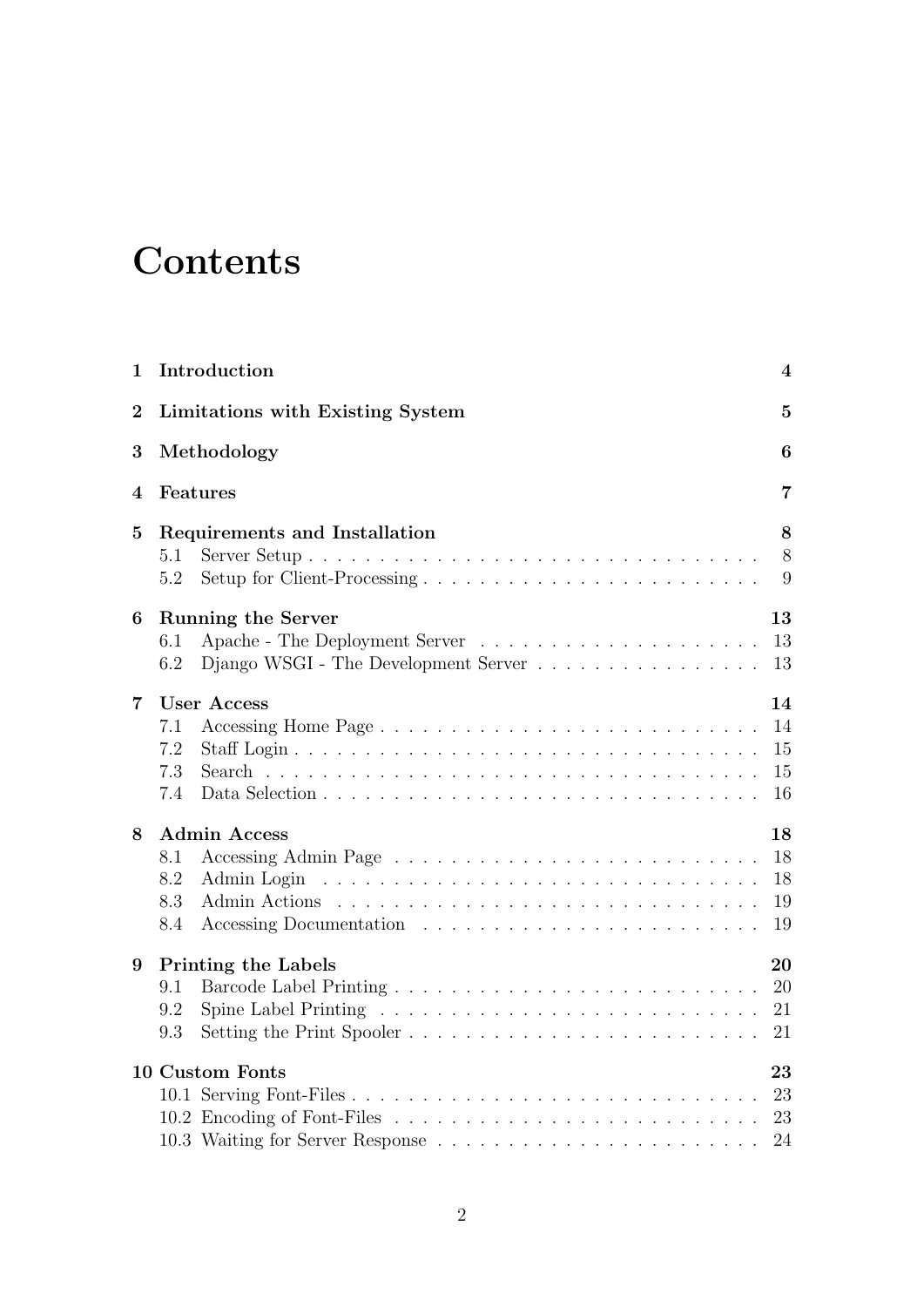# Contents

| | | |
|---|---|---|
| **1** | **Introduction** | **4** |
| **2** | **Limitations with Existing System** | **5** |
| **3** | **Methodology** | **6** |
| **4** | **Features** | **7** |
| **5** | **Requirements and Installation** | **8** |
| | 5.1 Server Setup | 8 |
| | 5.2 Setup for Client-Processing | 9 |
| **6** | **Running the Server** | **13** |
| | 6.1 Apache - The Deployment Server | 13 |
| | 6.2 Django WSGI - The Development Server | 13 |
| **7** | **User Access** | **14** |
| | 7.1 Accessing Home Page | 14 |
| | 7.2 Staff Login | 15 |
| | 7.3 Search | 15 |
| | 7.4 Data Selection | 16 |
| **8** | **Admin Access** | **18** |
| | 8.1 Accessing Admin Page | 18 |
| | 8.2 Admin Login | 18 |
| | 8.3 Admin Actions | 19 |
| | 8.4 Accessing Documentation | 19 |
| **9** | **Printing the Labels** | **20** |
| | 9.1 Barcode Label Printing | 20 |
| | 9.2 Spine Label Printing | 21 |
| | 9.3 Setting the Print Spooler | 21 |
| **10** | **Custom Fonts** | **23** |
| | 10.1 Serving Font-Files | 23 |
| | 10.2 Encoding of Font-Files | 23 |
| | 10.3 Waiting for Server Response | 24 |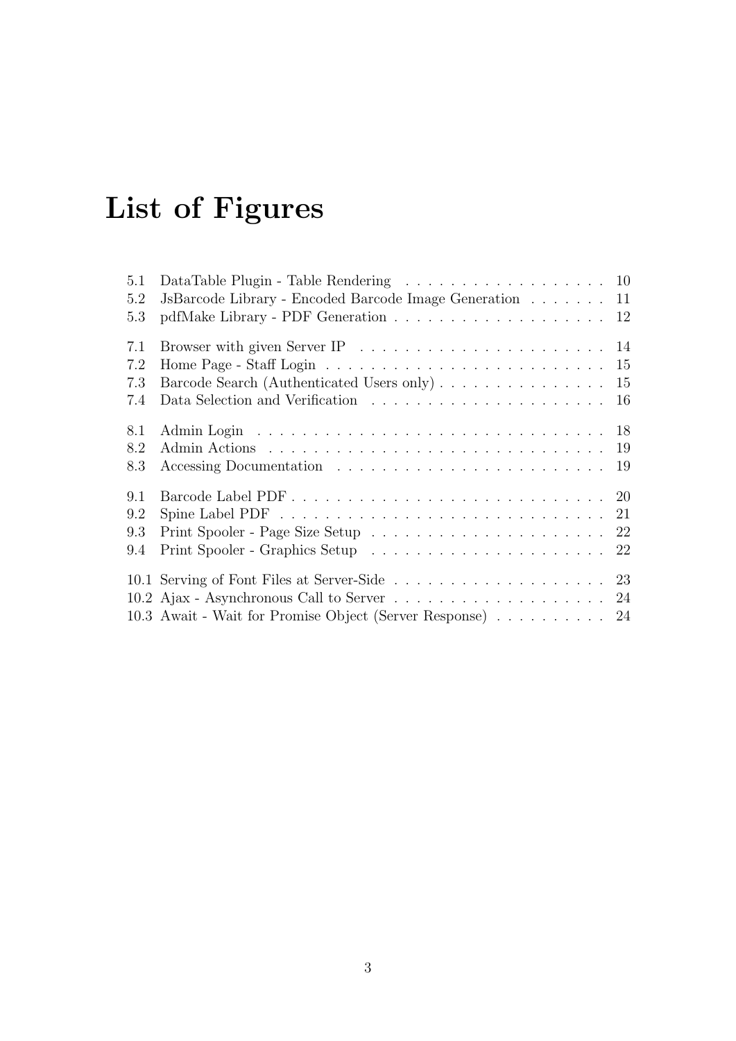# List of Figures

5.1 DataTable Plugin - Table Rendering . . . . . . . . . . . . . . . . . . 10
5.2 JsBarcode Library - Encoded Barcode Image Generation . . . . . . . 11
5.3 pdfMake Library - PDF Generation . . . . . . . . . . . . . . . . . . . 12

7.1 Browser with given Server IP . . . . . . . . . . . . . . . . . . . . . . 14
7.2 Home Page - Staff Login . . . . . . . . . . . . . . . . . . . . . . . . . 15
7.3 Barcode Search (Authenticated Users only) . . . . . . . . . . . . . . . 15
7.4 Data Selection and Verification . . . . . . . . . . . . . . . . . . . . . 16

8.1 Admin Login . . . . . . . . . . . . . . . . . . . . . . . . . . . . . . . 18
8.2 Admin Actions . . . . . . . . . . . . . . . . . . . . . . . . . . . . . . 19
8.3 Accessing Documentation . . . . . . . . . . . . . . . . . . . . . . . . 19

9.1 Barcode Label PDF . . . . . . . . . . . . . . . . . . . . . . . . . . . 20
9.2 Spine Label PDF . . . . . . . . . . . . . . . . . . . . . . . . . . . . . 21
9.3 Print Spooler - Page Size Setup . . . . . . . . . . . . . . . . . . . . . 22
9.4 Print Spooler - Graphics Setup . . . . . . . . . . . . . . . . . . . . . 22

10.1 Serving of Font Files at Server-Side . . . . . . . . . . . . . . . . . . . 23
10.2 Ajax - Asynchronous Call to Server . . . . . . . . . . . . . . . . . . . 24
10.3 Await - Wait for Promise Object (Server Response) . . . . . . . . . . 24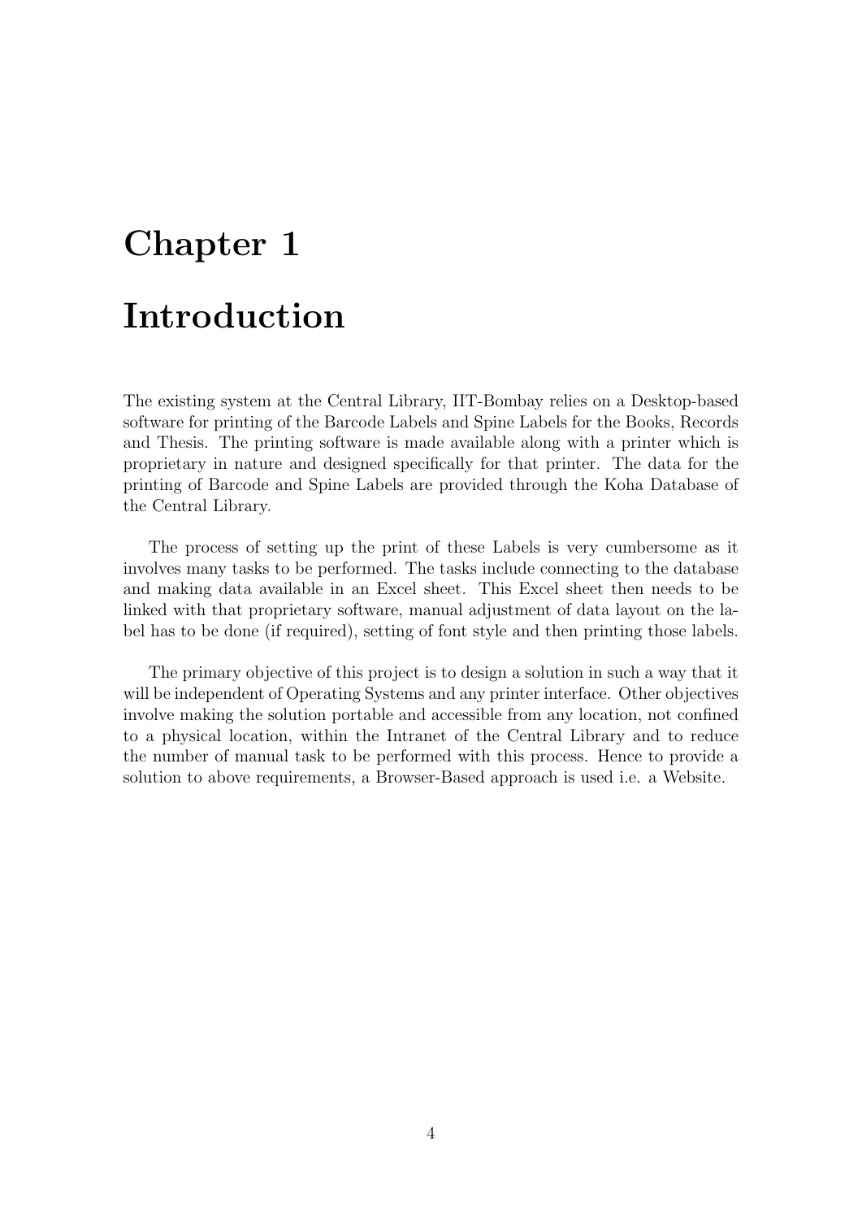# Chapter 1

# Introduction

The existing system at the Central Library, IIT-Bombay relies on a Desktop-based software for printing of the Barcode Labels and Spine Labels for the Books, Records and Thesis. The printing software is made available along with a printer which is proprietary in nature and designed specifically for that printer. The data for the printing of Barcode and Spine Labels are provided through the Koha Database of the Central Library.

The process of setting up the print of these Labels is very cumbersome as it involves many tasks to be performed. The tasks include connecting to the database and making data available in an Excel sheet. This Excel sheet then needs to be linked with that proprietary software, manual adjustment of data layout on the label has to be done (if required), setting of font style and then printing those labels.

The primary objective of this project is to design a solution in such a way that it will be independent of Operating Systems and any printer interface. Other objectives involve making the solution portable and accessible from any location, not confined to a physical location, within the Intranet of the Central Library and to reduce the number of manual task to be performed with this process. Hence to provide a solution to above requirements, a Browser-Based approach is used i.e. a Website.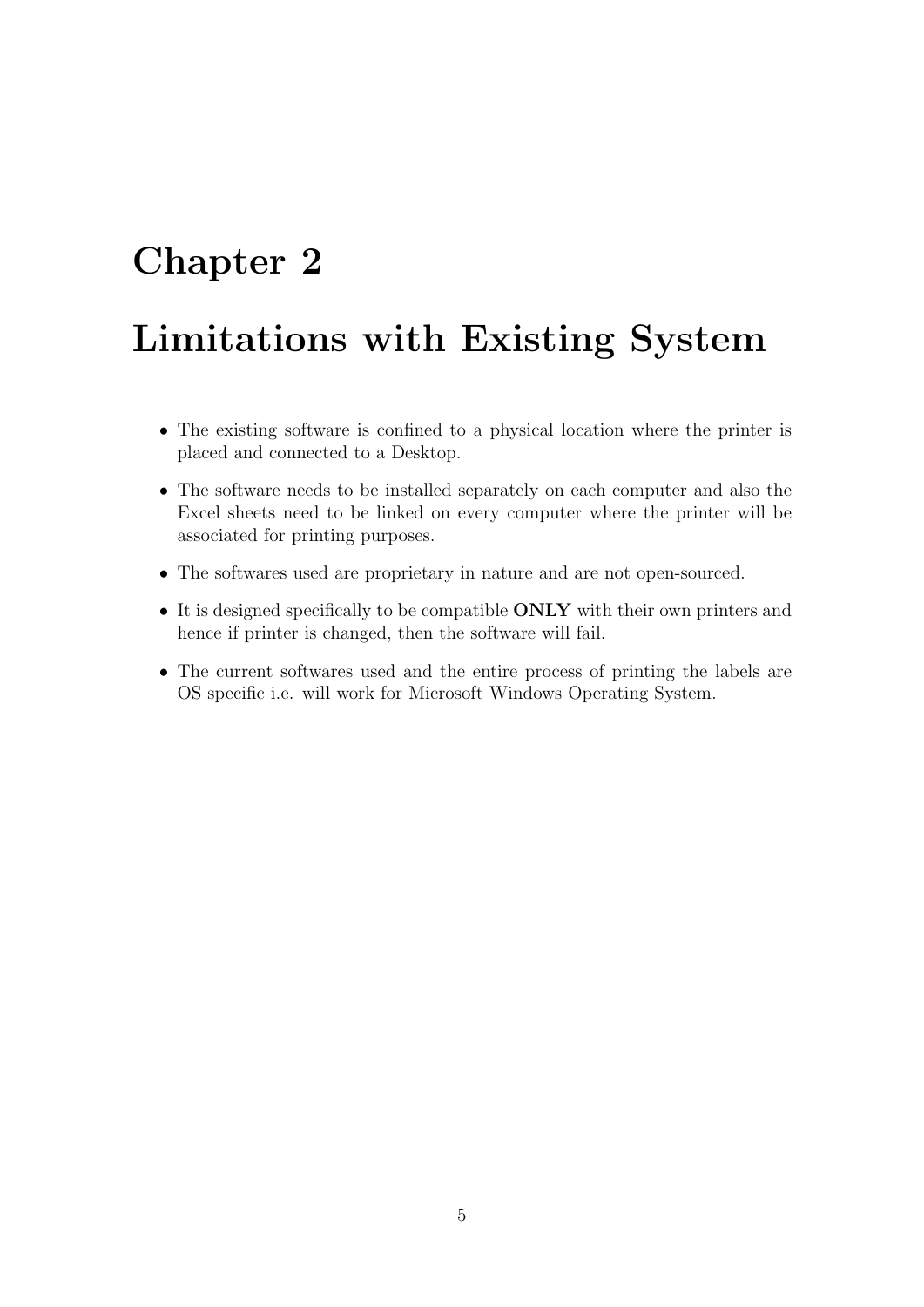# Chapter 2

# Limitations with Existing System

- The existing software is confined to a physical location where the printer is placed and connected to a Desktop.
- The software needs to be installed separately on each computer and also the Excel sheets need to be linked on every computer where the printer will be associated for printing purposes.
- The softwares used are proprietary in nature and are not open-sourced.
- It is designed specifically to be compatible **ONLY** with their own printers and hence if printer is changed, then the software will fail.
- The current softwares used and the entire process of printing the labels are OS specific i.e. will work for Microsoft Windows Operating System.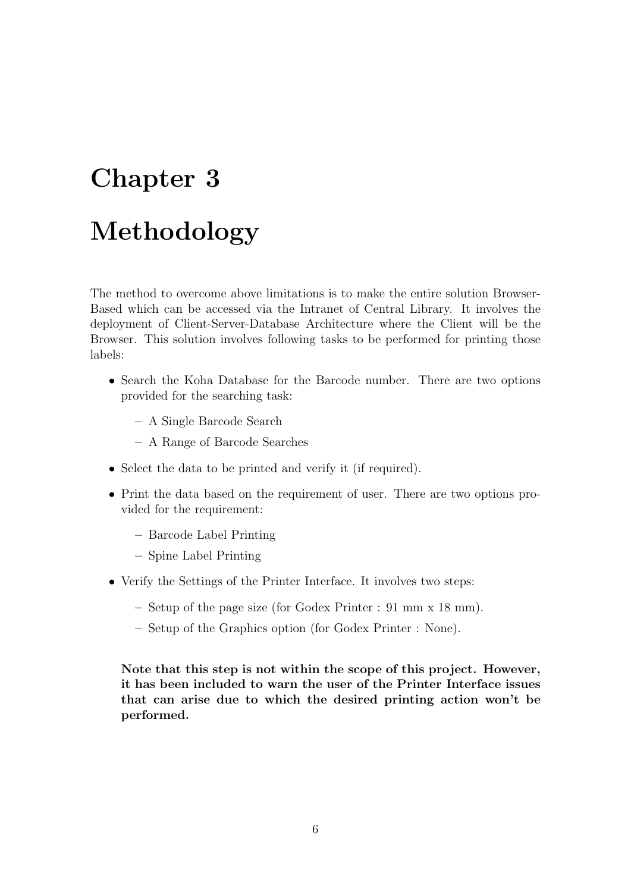# Chapter 3

# Methodology

The method to overcome above limitations is to make the entire solution Browser-Based which can be accessed via the Intranet of Central Library. It involves the deployment of Client-Server-Database Architecture where the Client will be the Browser. This solution involves following tasks to be performed for printing those labels:

- Search the Koha Database for the Barcode number. There are two options provided for the searching task:
  - A Single Barcode Search
  - A Range of Barcode Searches
- Select the data to be printed and verify it (if required).
- Print the data based on the requirement of user. There are two options provided for the requirement:
  - Barcode Label Printing
  - Spine Label Printing
- Verify the Settings of the Printer Interface. It involves two steps:
  - Setup of the page size (for Godex Printer : 91 mm x 18 mm).
  - Setup of the Graphics option (for Godex Printer : None).

  **Note that this step is not within the scope of this project. However, it has been included to warn the user of the Printer Interface issues that can arise due to which the desired printing action won't be performed.**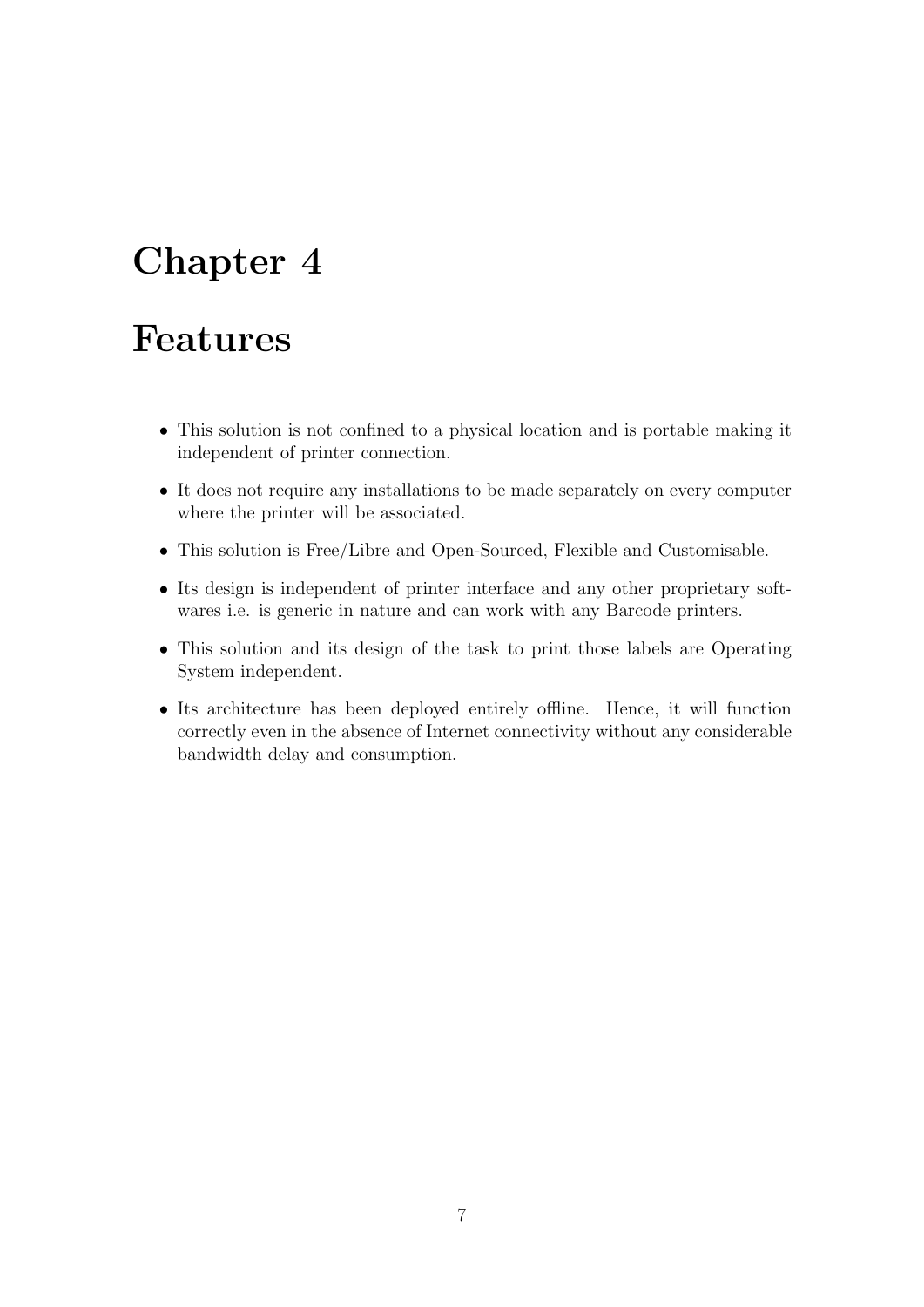# Chapter 4

# Features

- This solution is not confined to a physical location and is portable making it independent of printer connection.
- It does not require any installations to be made separately on every computer where the printer will be associated.
- This solution is Free/Libre and Open-Sourced, Flexible and Customisable.
- Its design is independent of printer interface and any other proprietary softwares i.e. is generic in nature and can work with any Barcode printers.
- This solution and its design of the task to print those labels are Operating System independent.
- Its architecture has been deployed entirely offline. Hence, it will function correctly even in the absence of Internet connectivity without any considerable bandwidth delay and consumption.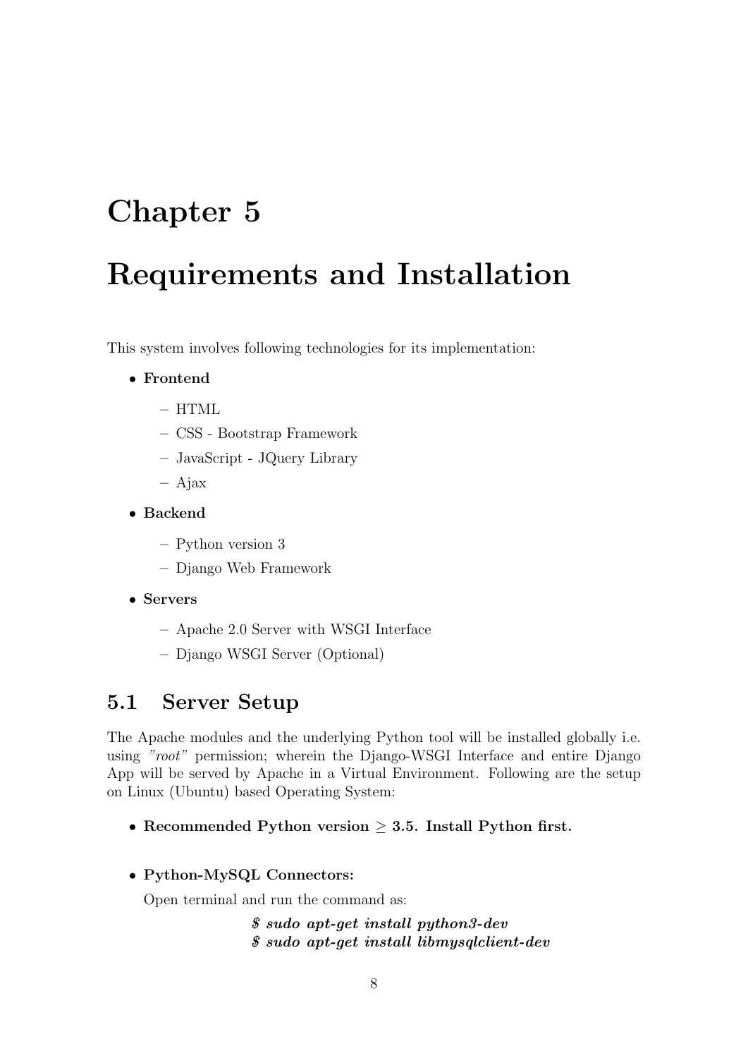# Chapter 5

# Requirements and Installation

This system involves following technologies for its implementation:

- **Frontend**
  - HTML
  - CSS - Bootstrap Framework
  - JavaScript - JQuery Library
  - Ajax
- **Backend**
  - Python version 3
  - Django Web Framework
- **Servers**
  - Apache 2.0 Server with WSGI Interface
  - Django WSGI Server (Optional)

## 5.1 Server Setup

The Apache modules and the underlying Python tool will be installed globally i.e. using *"root"* permission; wherein the Django-WSGI Interface and entire Django App will be served by Apache in a Virtual Environment. Following are the setup on Linux (Ubuntu) based Operating System:

- **Recommended Python version $\geq$ 3.5. Install Python first.**

- **Python-MySQL Connectors:**

  Open terminal and run the command as:

  ***$ sudo apt-get install python3-dev***
  ***$ sudo apt-get install libmysqlclient-dev***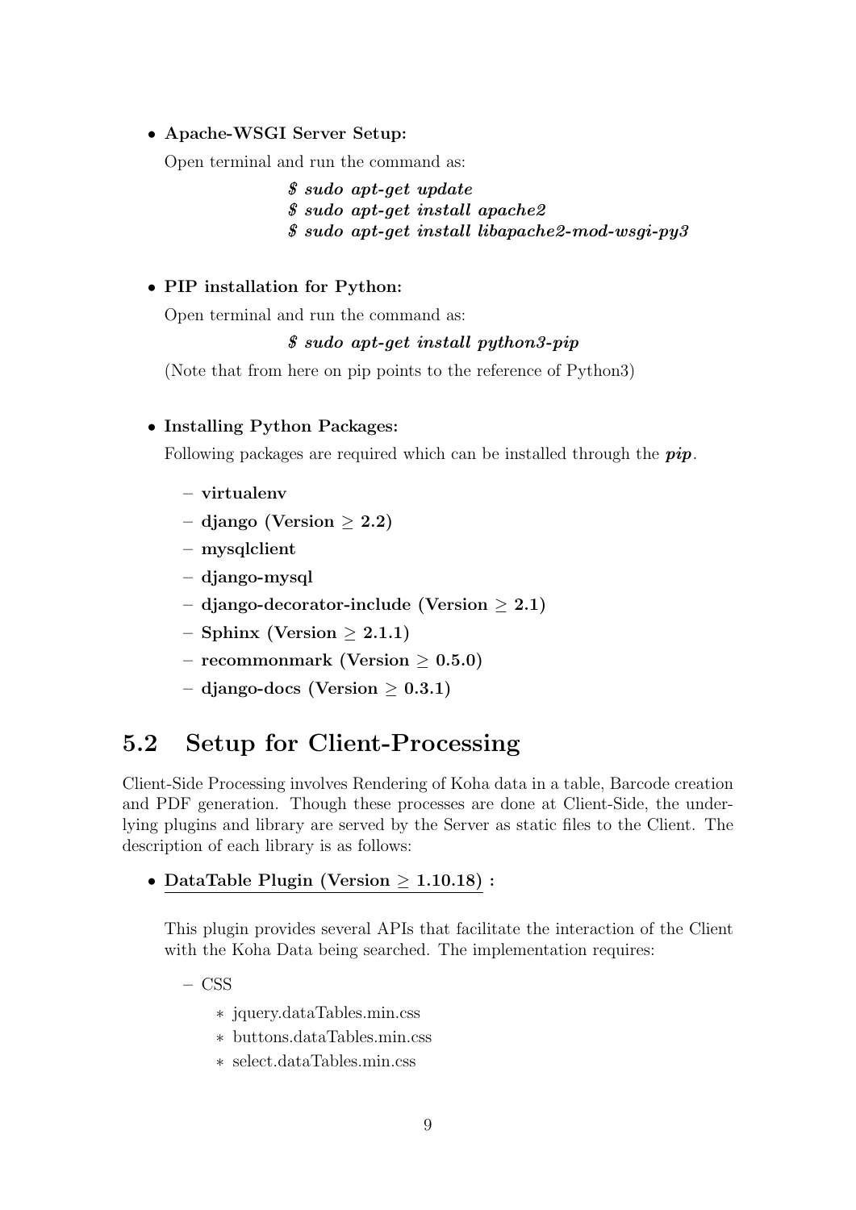- **Apache-WSGI Server Setup:**

  Open terminal and run the command as:

  ***$ sudo apt-get update***
  ***$ sudo apt-get install apache2***
  ***$ sudo apt-get install libapache2-mod-wsgi-py3***

- **PIP installation for Python:**

  Open terminal and run the command as:

  ***$ sudo apt-get install python3-pip***

  (Note that from here on pip points to the reference of Python3)

- **Installing Python Packages:**

  Following packages are required which can be installed through the ***pip***.

  - **virtualenv**
  - **django (Version $\geq$ 2.2)**
  - **mysqlclient**
  - **django-mysql**
  - **django-decorator-include (Version $\geq$ 2.1)**
  - **Sphinx (Version $\geq$ 2.1.1)**
  - **recommonmark (Version $\geq$ 0.5.0)**
  - **django-docs (Version $\geq$ 0.3.1)**

## 5.2 Setup for Client-Processing

Client-Side Processing involves Rendering of Koha data in a table, Barcode creation and PDF generation. Though these processes are done at Client-Side, the underlying plugins and library are served by the Server as static files to the Client. The description of each library is as follows:

- <u>**DataTable Plugin (Version $\geq$ 1.10.18)**</u> **:**

  This plugin provides several APIs that facilitate the interaction of the Client with the Koha Data being searched. The implementation requires:

  - CSS
    - jquery.dataTables.min.css
    - buttons.dataTables.min.css
    - select.dataTables.min.css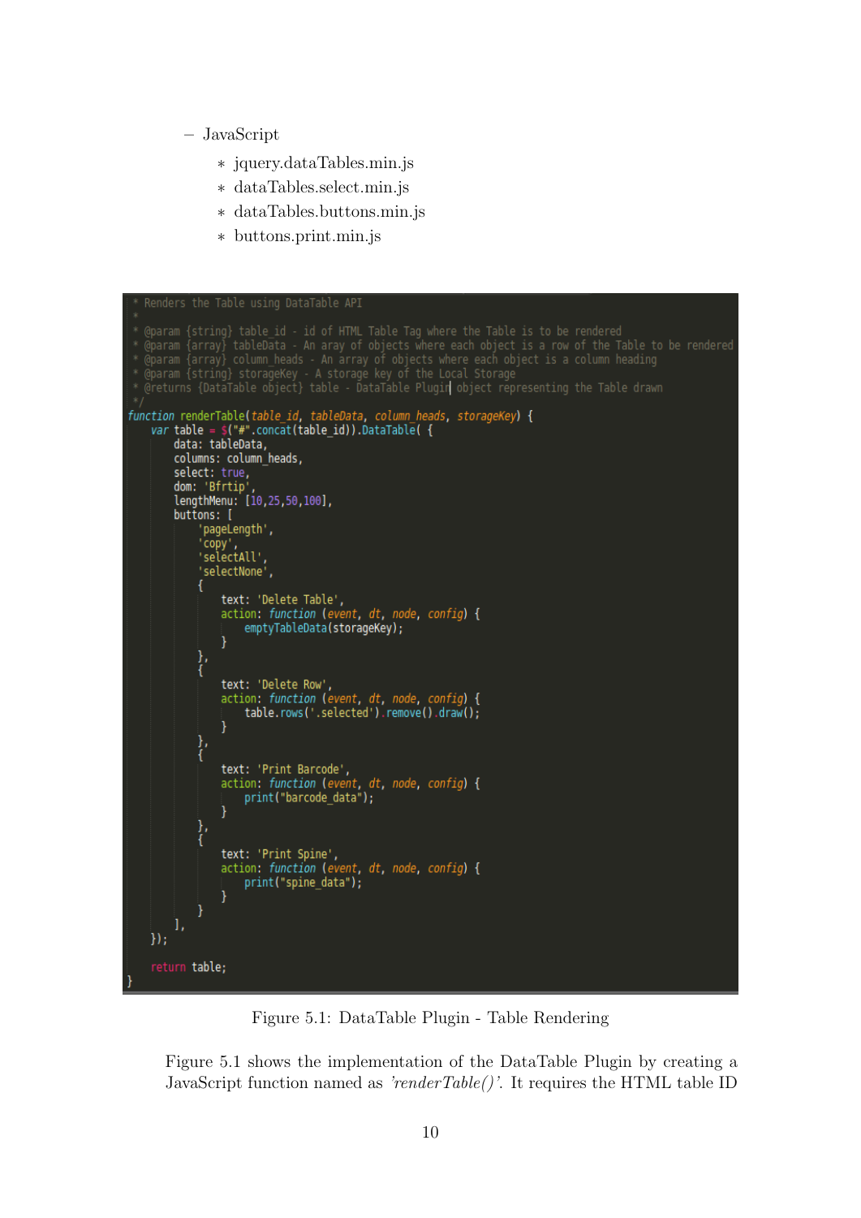- JavaScript
  - jquery.dataTables.min.js
  - dataTables.select.min.js
  - dataTables.buttons.min.js
  - buttons.print.min.js

```javascript
 * Renders the Table using DataTable API
 *
 * @param {string} table_id - id of HTML Table Tag where the Table is to be rendered
 * @param {array} tableData - An aray of objects where each object is a row of the Table to be rendered
 * @param {array} column_heads - An array of objects where each object is a column heading
 * @param {string} storageKey - A storage key of the Local Storage
 * @returns {DataTable object} table - DataTable Plugin object representing the Table drawn
 */
function renderTable(table_id, tableData, column_heads, storageKey) {
    var table = $("#".concat(table_id)).DataTable( {
        data: tableData,
        columns: column_heads,
        select: true,
        dom: 'Bfrtip',
        lengthMenu: [10,25,50,100],
        buttons: [
            'pageLength',
            'copy',
            'selectAll',
            'selectNone',
            {
                text: 'Delete Table',
                action: function (event, dt, node, config) {
                    emptyTableData(storageKey);
                }
            },
            {
                text: 'Delete Row',
                action: function (event, dt, node, config) {
                    table.rows('.selected').remove().draw();
                }
            },
            {
                text: 'Print Barcode',
                action: function (event, dt, node, config) {
                    print("barcode_data");
                }
            },
            {
                text: 'Print Spine',
                action: function (event, dt, node, config) {
                    print("spine_data");
                }
            }
        ],
    });

    return table;
}
```

Figure 5.1: DataTable Plugin - Table Rendering

Figure 5.1 shows the implementation of the DataTable Plugin by creating a JavaScript function named as *'renderTable()'*. It requires the HTML table ID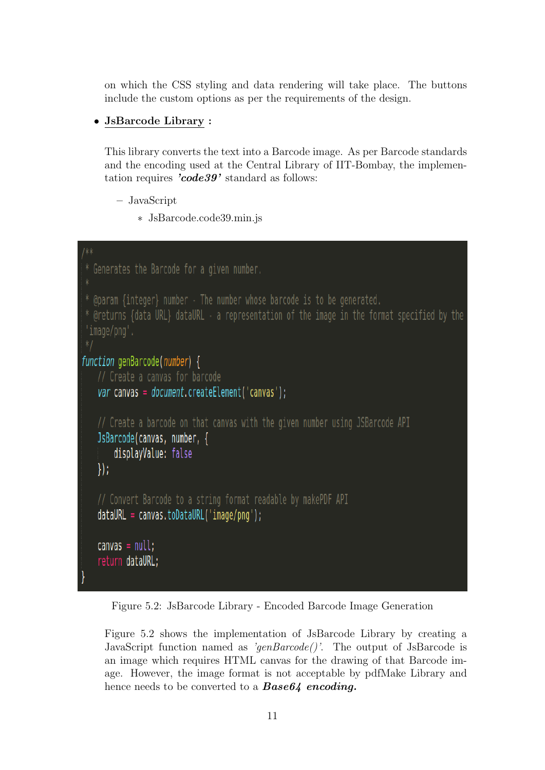on which the CSS styling and data rendering will take place. The buttons include the custom options as per the requirements of the design.

- **<u>JsBarcode Library</u> :**

  This library converts the text into a Barcode image. As per Barcode standards and the encoding used at the Central Library of IIT-Bombay, the implementation requires ***'code39'*** standard as follows:

  - JavaScript
    - JsBarcode.code39.min.js

```javascript
/**
 * Generates the Barcode for a given number.
 *
 * @param {integer} number - The number whose barcode is to be generated.
 * @returns {data URL} dataURL - a representation of the image in the format specified by the
 'image/png'.
 */
function genBarcode(number) {
    // Create a canvas for barcode
    var canvas = document.createElement('canvas');

    // Create a barcode on that canvas with the given number using JSBarcode API
    JsBarcode(canvas, number, {
        displayValue: false
    });

    // Convert Barcode to a string format readable by makePDF API
    dataURL = canvas.toDataURL('image/png');

    canvas = null;
    return dataURL;
}
```

Figure 5.2: JsBarcode Library - Encoded Barcode Image Generation

Figure 5.2 shows the implementation of JsBarcode Library by creating a JavaScript function named as *'genBarcode()'*. The output of JsBarcode is an image which requires HTML canvas for the drawing of that Barcode image. However, the image format is not acceptable by pdfMake Library and hence needs to be converted to a ***Base64 encoding.***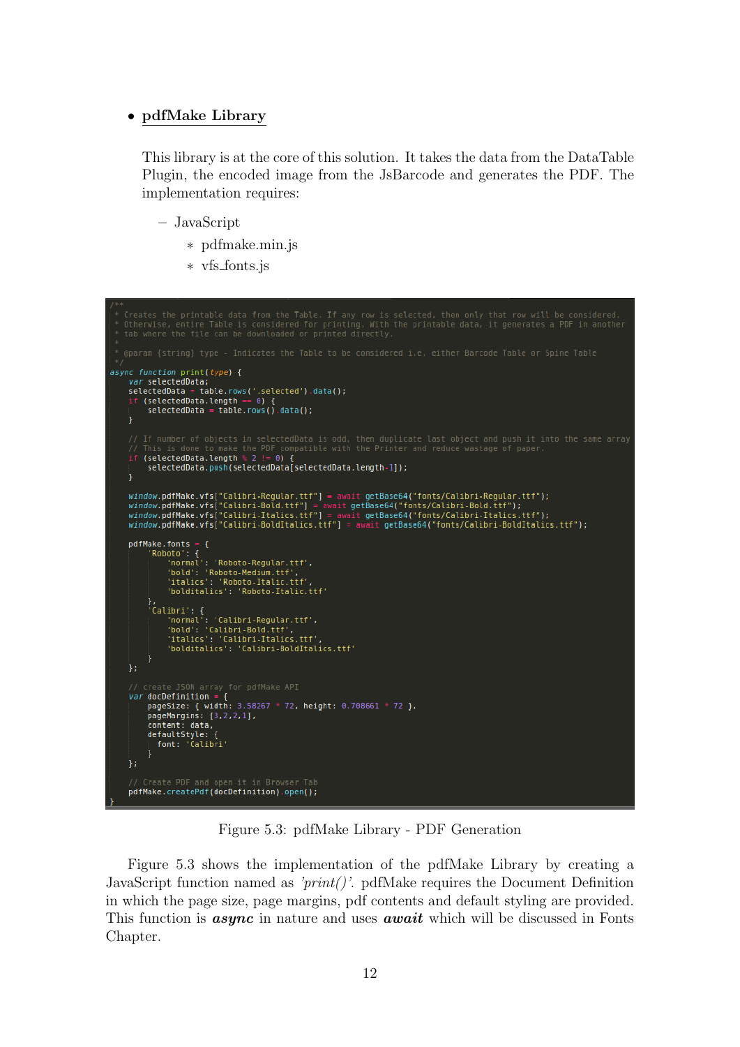- **pdfMake Library**

  This library is at the core of this solution. It takes the data from the DataTable Plugin, the encoded image from the JsBarcode and generates the PDF. The implementation requires:

  – JavaScript
    * pdfmake.min.js
    * vfs_fonts.js

```
/**
 * Creates the printable data from the Table. If any row is selected, then only that row will be considered.
 * Otherwise, entire Table is considered for printing. With the printable data, it generates a PDF in another
 * tab where the file can be downloaded or printed directly.
 *
 * @param {string} type - Indicates the Table to be considered i.e. either Barcode Table or Spine Table
 */
async function print(type) {
    var selectedData;
    selectedData = table.rows('.selected').data();
    if (selectedData.length == 0) {
        selectedData = table.rows().data();
    }

    // If number of objects in selectedData is odd, then duplicate last object and push it into the same array
    // This is done to make the PDF compatible with the Printer and reduce wastage of paper.
    if (selectedData.length % 2 != 0) {
        selectedData.push(selectedData[selectedData.length-1]);
    }

    window.pdfMake.vfs["Calibri-Regular.ttf"] = await getBase64("fonts/Calibri-Regular.ttf");
    window.pdfMake.vfs["Calibri-Bold.ttf"] = await getBase64("fonts/Calibri-Bold.ttf");
    window.pdfMake.vfs["Calibri-Italics.ttf"] = await getBase64("fonts/Calibri-Italics.ttf");
    window.pdfMake.vfs["Calibri-BoldItalics.ttf"] = await getBase64("fonts/Calibri-BoldItalics.ttf");

    pdfMake.fonts = {
        'Roboto': {
            'normal': 'Roboto-Regular.ttf',
            'bold': 'Roboto-Medium.ttf',
            'italics': 'Roboto-Italic.ttf',
            'bolditalics': 'Roboto-Italic.ttf'
        },
        'Calibri': {
            'normal': 'Calibri-Regular.ttf',
            'bold': 'Calibri-Bold.ttf',
            'italics': 'Calibri-Italics.ttf',
            'bolditalics': 'Calibri-BoldItalics.ttf'
        }
    };

    // create JSON array for pdfMake API
    var docDefinition = {
        pageSize: { width: 3.58267 * 72, height: 0.708661 * 72 },
        pageMargins: [3,2,2,1],
        content: data,
        defaultStyle: {
            font: 'Calibri'
        }
    };

    // Create PDF and open it in Browser Tab
    pdfMake.createPdf(docDefinition).open();
}
```

Figure 5.3: pdfMake Library - PDF Generation

Figure 5.3 shows the implementation of the pdfMake Library by creating a JavaScript function named as *'print()'*. pdfMake requires the Document Definition in which the page size, page margins, pdf contents and default styling are provided. This function is ***async*** in nature and uses ***await*** which will be discussed in Fonts Chapter.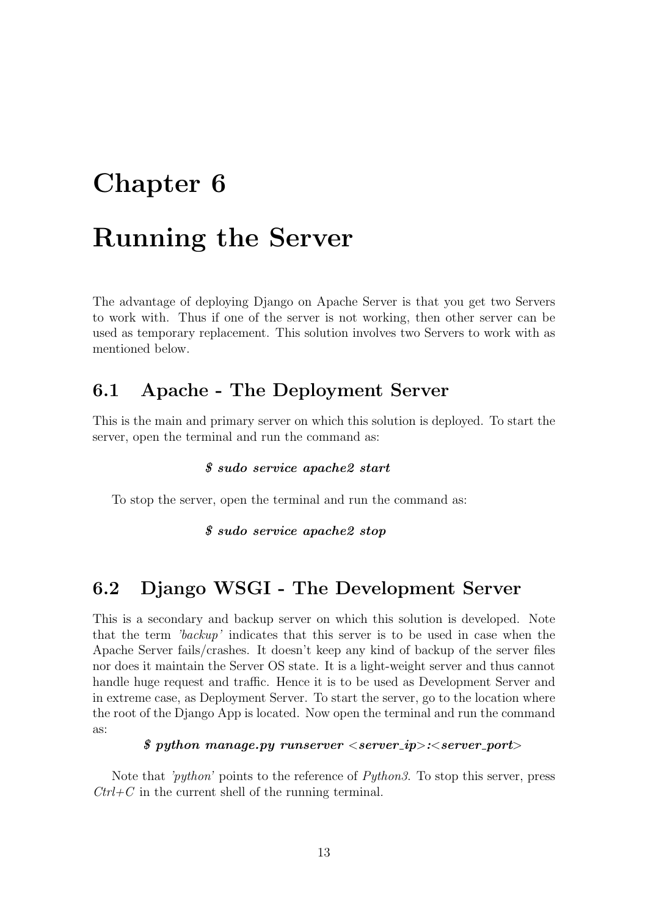# Chapter 6

# Running the Server

The advantage of deploying Django on Apache Server is that you get two Servers to work with. Thus if one of the server is not working, then other server can be used as temporary replacement. This solution involves two Servers to work with as mentioned below.

## 6.1 Apache - The Deployment Server

This is the main and primary server on which this solution is deployed. To start the server, open the terminal and run the command as:

***$ sudo service apache2 start***

To stop the server, open the terminal and run the command as:

***$ sudo service apache2 stop***

## 6.2 Django WSGI - The Development Server

This is a secondary and backup server on which this solution is developed. Note that the term *'backup'* indicates that this server is to be used in case when the Apache Server fails/crashes. It doesn't keep any kind of backup of the server files nor does it maintain the Server OS state. It is a light-weight server and thus cannot handle huge request and traffic. Hence it is to be used as Development Server and in extreme case, as Deployment Server. To start the server, go to the location where the root of the Django App is located. Now open the terminal and run the command as:

***$ python manage.py runserver <server_ip>:<server_port>***

Note that *'python'* points to the reference of *Python3*. To stop this server, press *Ctrl+C* in the current shell of the running terminal.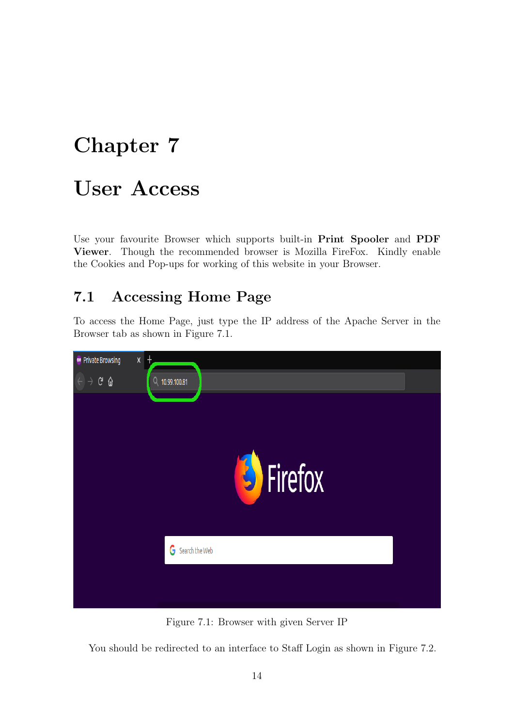# Chapter 7

# User Access

Use your favourite Browser which supports built-in **Print Spooler** and **PDF Viewer**. Though the recommended browser is Mozilla FireFox. Kindly enable the Cookies and Pop-ups for working of this website in your Browser.

## 7.1 Accessing Home Page

To access the Home Page, just type the IP address of the Apache Server in the Browser tab as shown in Figure 7.1.

Figure 7.1: Browser with given Server IP

You should be redirected to an interface to Staff Login as shown in Figure 7.2.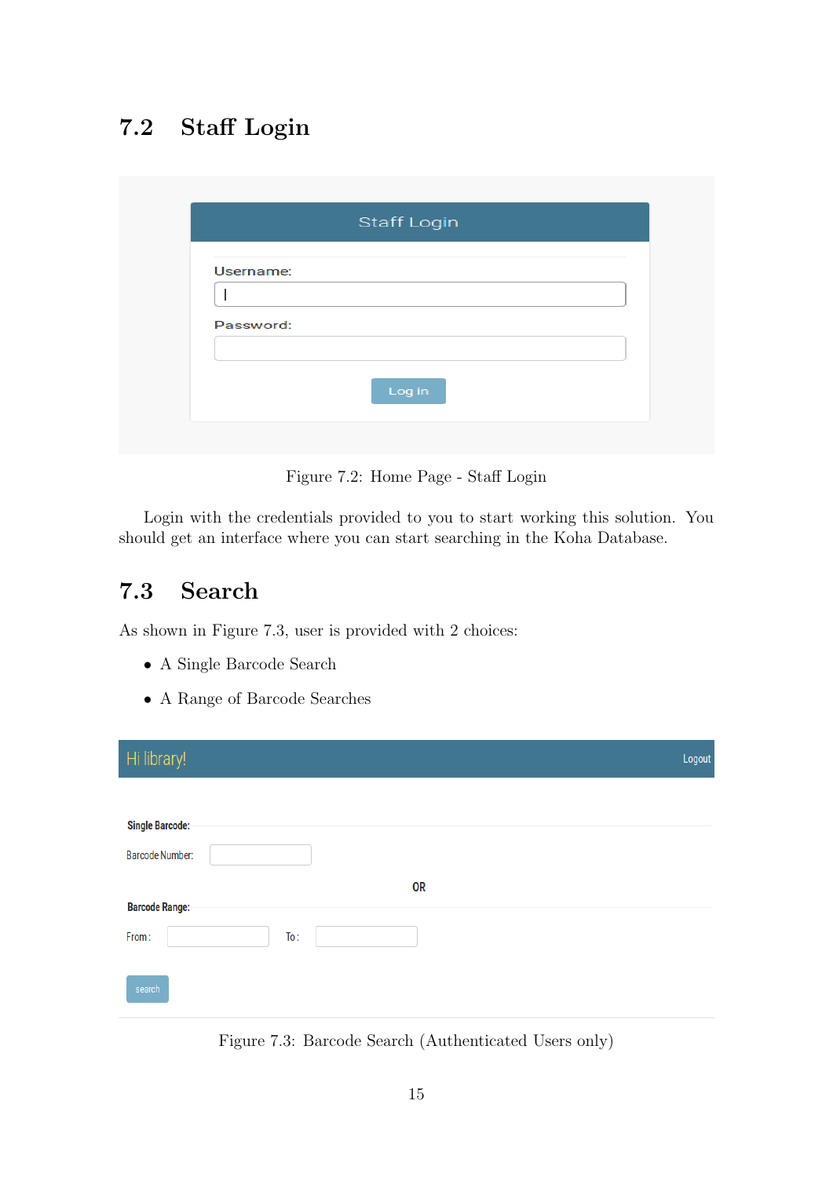## 7.2 Staff Login

Figure 7.2: Home Page - Staff Login

Login with the credentials provided to you to start working this solution. You should get an interface where you can start searching in the Koha Database.

## 7.3 Search

As shown in Figure 7.3, user is provided with 2 choices:

- A Single Barcode Search
- A Range of Barcode Searches

Figure 7.3: Barcode Search (Authenticated Users only)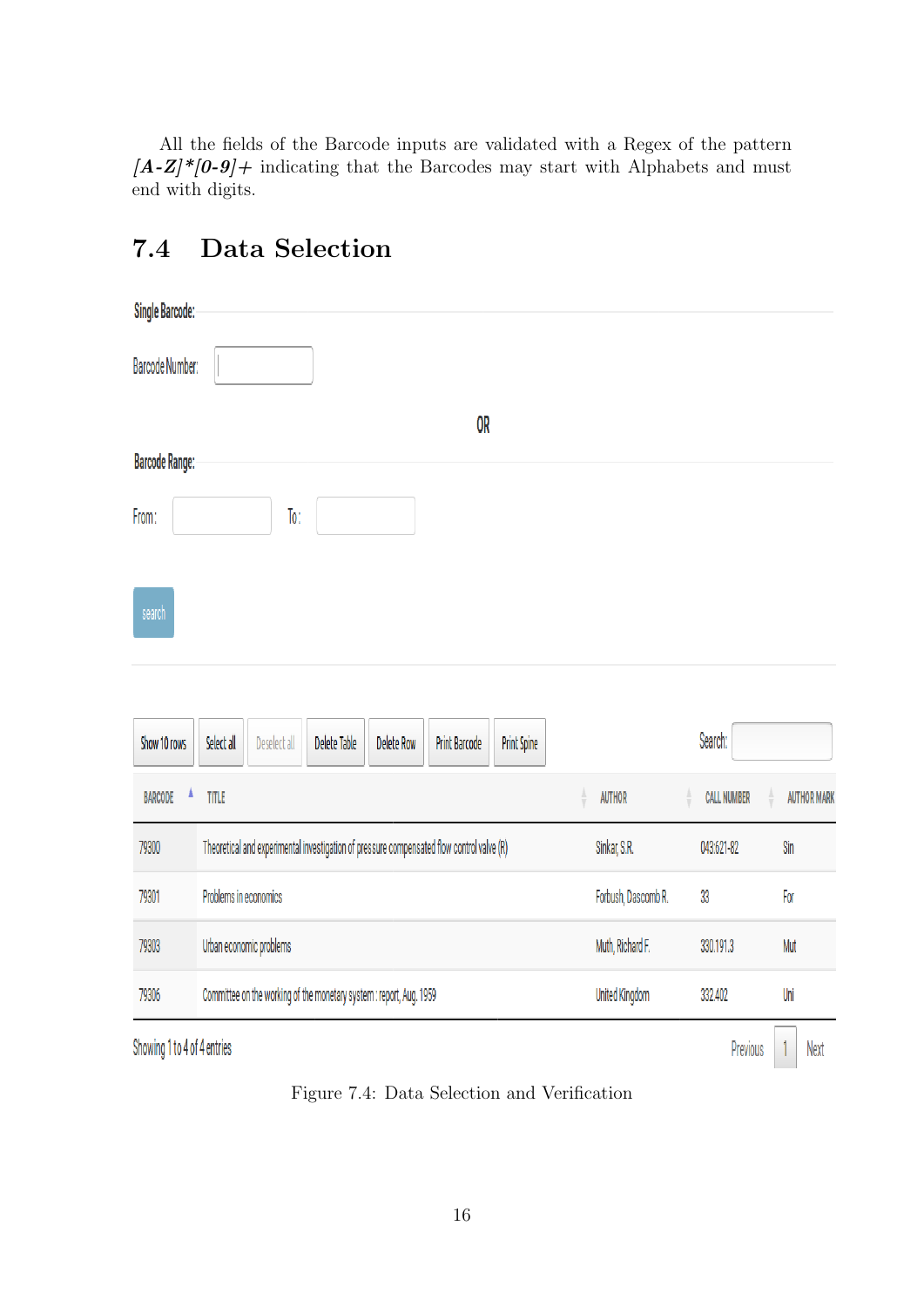All the fields of the Barcode inputs are validated with a Regex of the pattern *[A-Z]*[0-9]+* indicating that the Barcodes may start with Alphabets and must end with digits.

## 7.4 Data Selection

**Single Barcode:**

Barcode Number:

OR

**Barcode Range:**

From: To:

search

Show 10 rows | Select all | Deselect all | Delete Table | Delete Row | Print Barcode | Print Spine

Search:

| BARCODE | TITLE | AUTHOR | CALL NUMBER | AUTHOR MARK |
|---|---|---|---|---|
| 79300 | Theoretical and experimental investigation of pressure compensated flow control valve (R) | Sinkar, S.R. | 043.621-82 | Sin |
| 79301 | Problems in economics | Forbush, Dascomb R. | 33 | For |
| 79303 | Urban economic problems | Muth, Richard F. | 330.191.3 | Mut |
| 79306 | Committee on the working of the monetary system : report, Aug. 1959 | United Kingdom | 332.402 | Uni |

Showing 1 to 4 of 4 entries

Previous 1 Next

Figure 7.4: Data Selection and Verification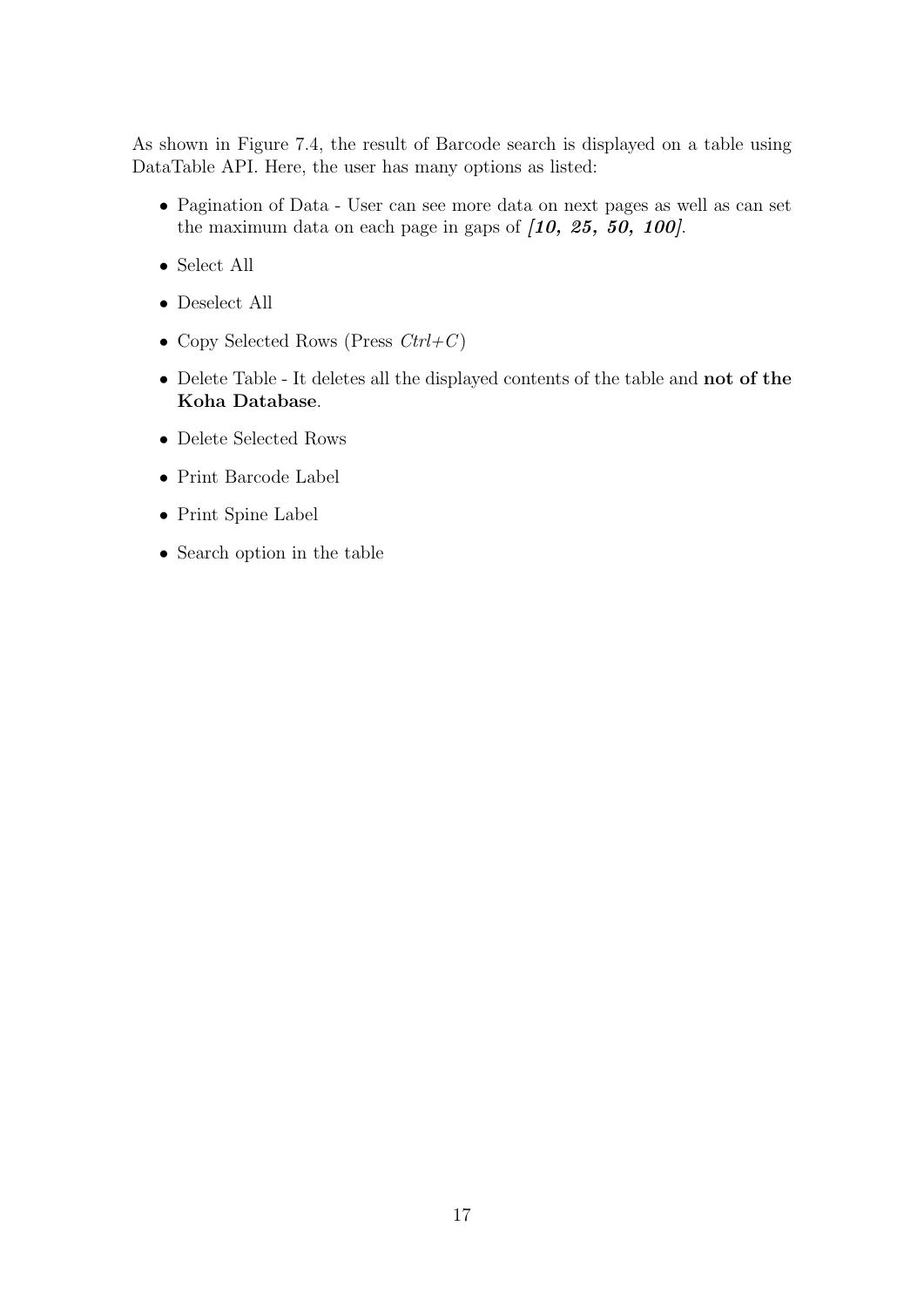As shown in Figure 7.4, the result of Barcode search is displayed on a table using DataTable API. Here, the user has many options as listed:

- Pagination of Data - User can see more data on next pages as well as can set the maximum data on each page in gaps of ***[10, 25, 50, 100]***.
- Select All
- Deselect All
- Copy Selected Rows (Press *Ctrl+C*)
- Delete Table - It deletes all the displayed contents of the table and **not of the Koha Database**.
- Delete Selected Rows
- Print Barcode Label
- Print Spine Label
- Search option in the table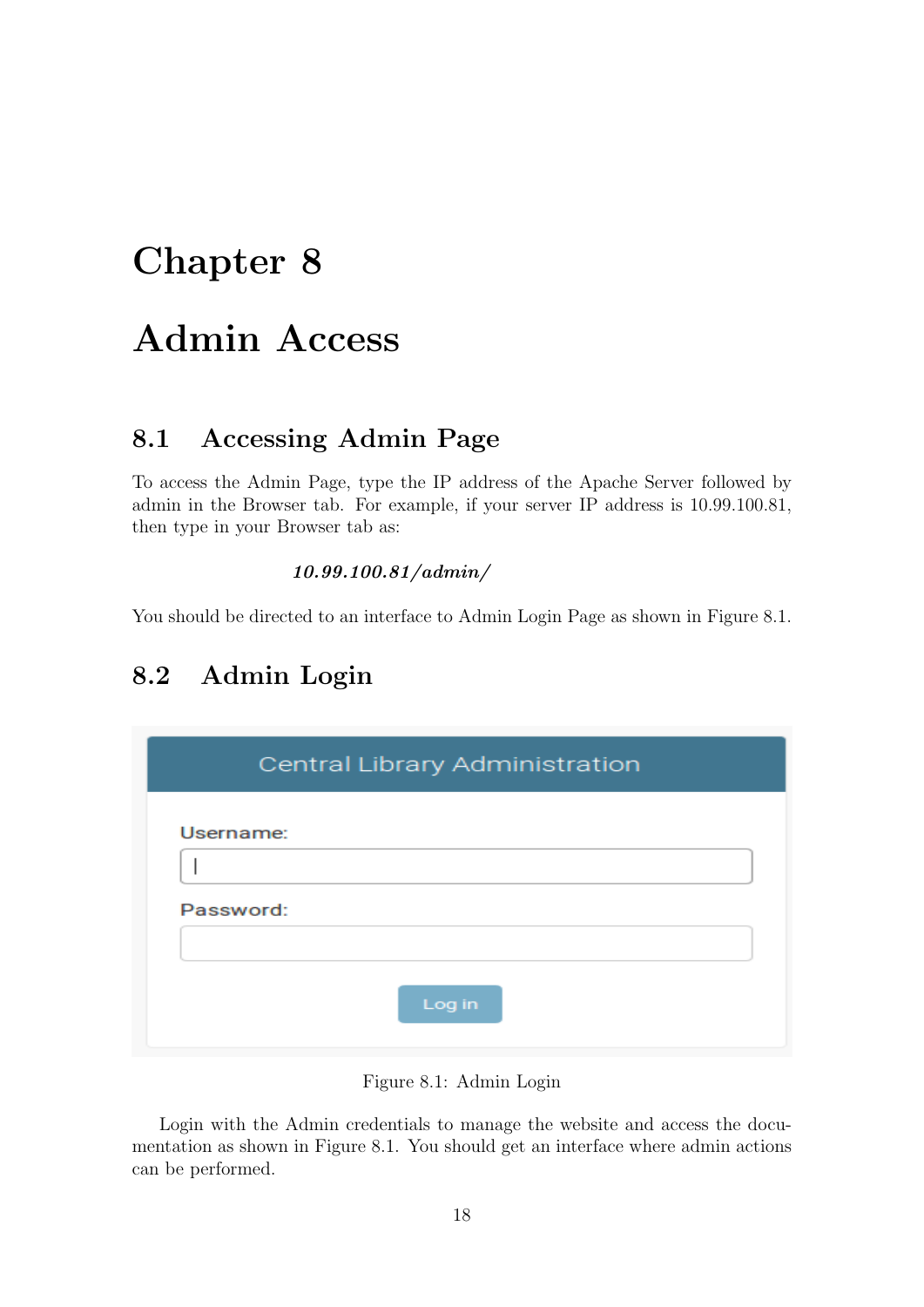# Chapter 8

# Admin Access

## 8.1 Accessing Admin Page

To access the Admin Page, type the IP address of the Apache Server followed by admin in the Browser tab. For example, if your server IP address is 10.99.100.81, then type in your Browser tab as:

***10.99.100.81/admin/***

You should be directed to an interface to Admin Login Page as shown in Figure 8.1.

## 8.2 Admin Login

Central Library Administration

Username:

Password:

Log in

Figure 8.1: Admin Login

Login with the Admin credentials to manage the website and access the documentation as shown in Figure 8.1. You should get an interface where admin actions can be performed.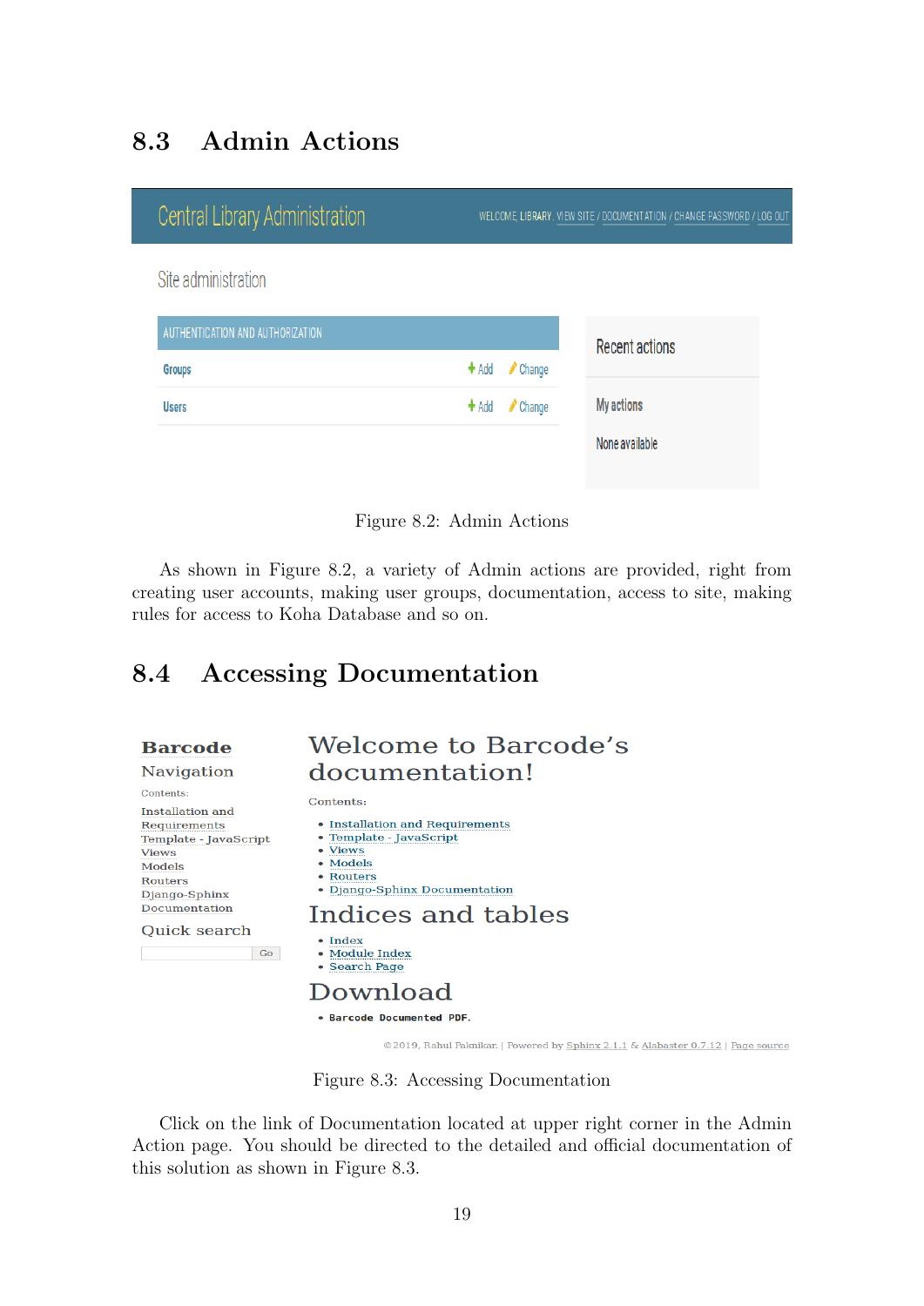## 8.3 Admin Actions

Figure 8.2: Admin Actions

As shown in Figure 8.2, a variety of Admin actions are provided, right from creating user accounts, making user groups, documentation, access to site, making rules for access to Koha Database and so on.

## 8.4 Accessing Documentation

Figure 8.3: Accessing Documentation

Click on the link of Documentation located at upper right corner in the Admin Action page. You should be directed to the detailed and official documentation of this solution as shown in Figure 8.3.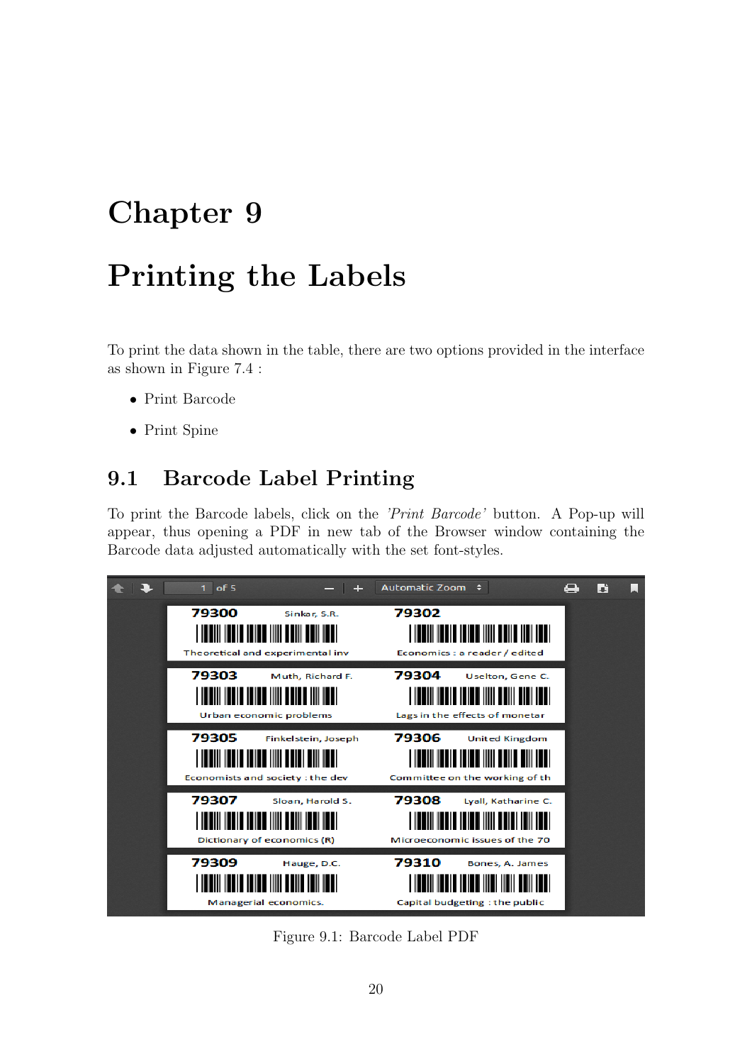# Chapter 9

# Printing the Labels

To print the data shown in the table, there are two options provided in the interface as shown in Figure 7.4 :

- Print Barcode
- Print Spine

## 9.1 Barcode Label Printing

To print the Barcode labels, click on the *'Print Barcode'* button. A Pop-up will appear, thus opening a PDF in new tab of the Browser window containing the Barcode data adjusted automatically with the set font-styles.

Figure 9.1: Barcode Label PDF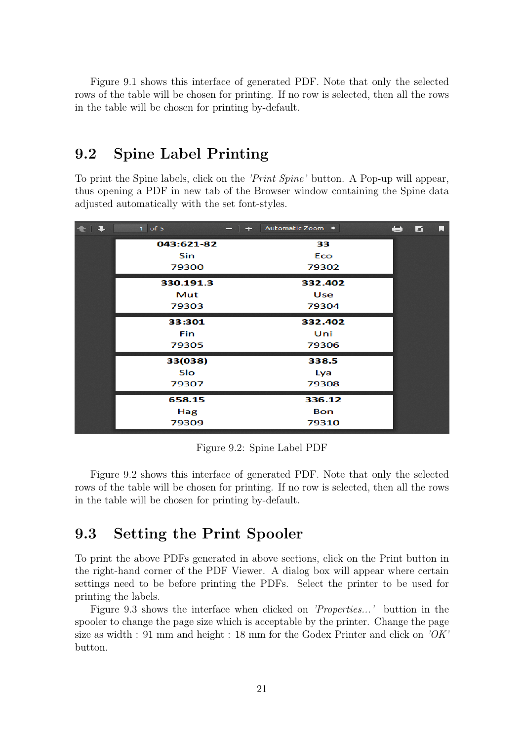Figure 9.1 shows this interface of generated PDF. Note that only the selected rows of the table will be chosen for printing. If no row is selected, then all the rows in the table will be chosen for printing by-default.

## 9.2 Spine Label Printing

To print the Spine labels, click on the *'Print Spine'* button. A Pop-up will appear, thus opening a PDF in new tab of the Browser window containing the Spine data adjusted automatically with the set font-styles.

Figure 9.2: Spine Label PDF

Figure 9.2 shows this interface of generated PDF. Note that only the selected rows of the table will be chosen for printing. If no row is selected, then all the rows in the table will be chosen for printing by-default.

## 9.3 Setting the Print Spooler

To print the above PDFs generated in above sections, click on the Print button in the right-hand corner of the PDF Viewer. A dialog box will appear where certain settings need to be before printing the PDFs. Select the printer to be used for printing the labels.

Figure 9.3 shows the interface when clicked on *'Properties...'* buttion in the spooler to change the page size which is acceptable by the printer. Change the page size as width : 91 mm and height : 18 mm for the Godex Printer and click on *'OK'* button.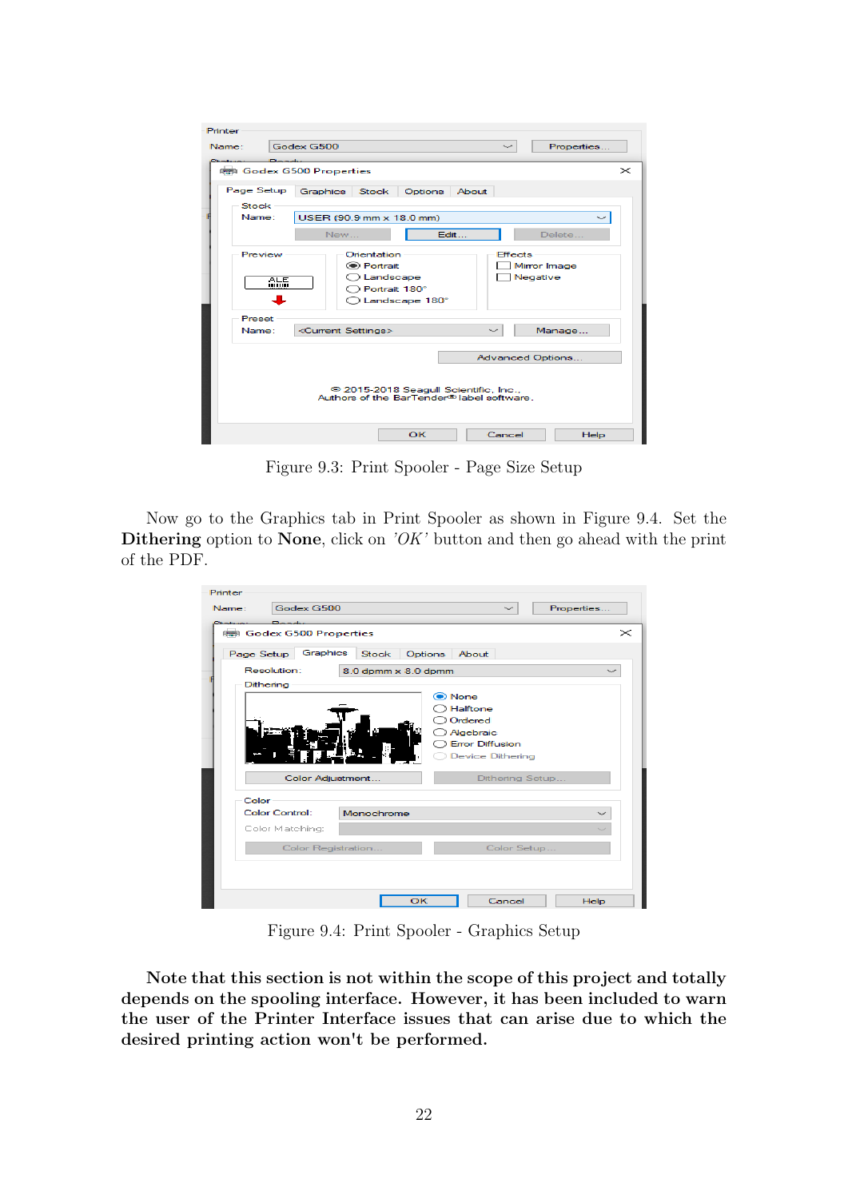Figure 9.3: Print Spooler - Page Size Setup

Now go to the Graphics tab in Print Spooler as shown in Figure 9.4. Set the **Dithering** option to **None**, click on *'OK'* button and then go ahead with the print of the PDF.

Figure 9.4: Print Spooler - Graphics Setup

**Note that this section is not within the scope of this project and totally depends on the spooling interface. However, it has been included to warn the user of the Printer Interface issues that can arise due to which the desired printing action won't be performed.**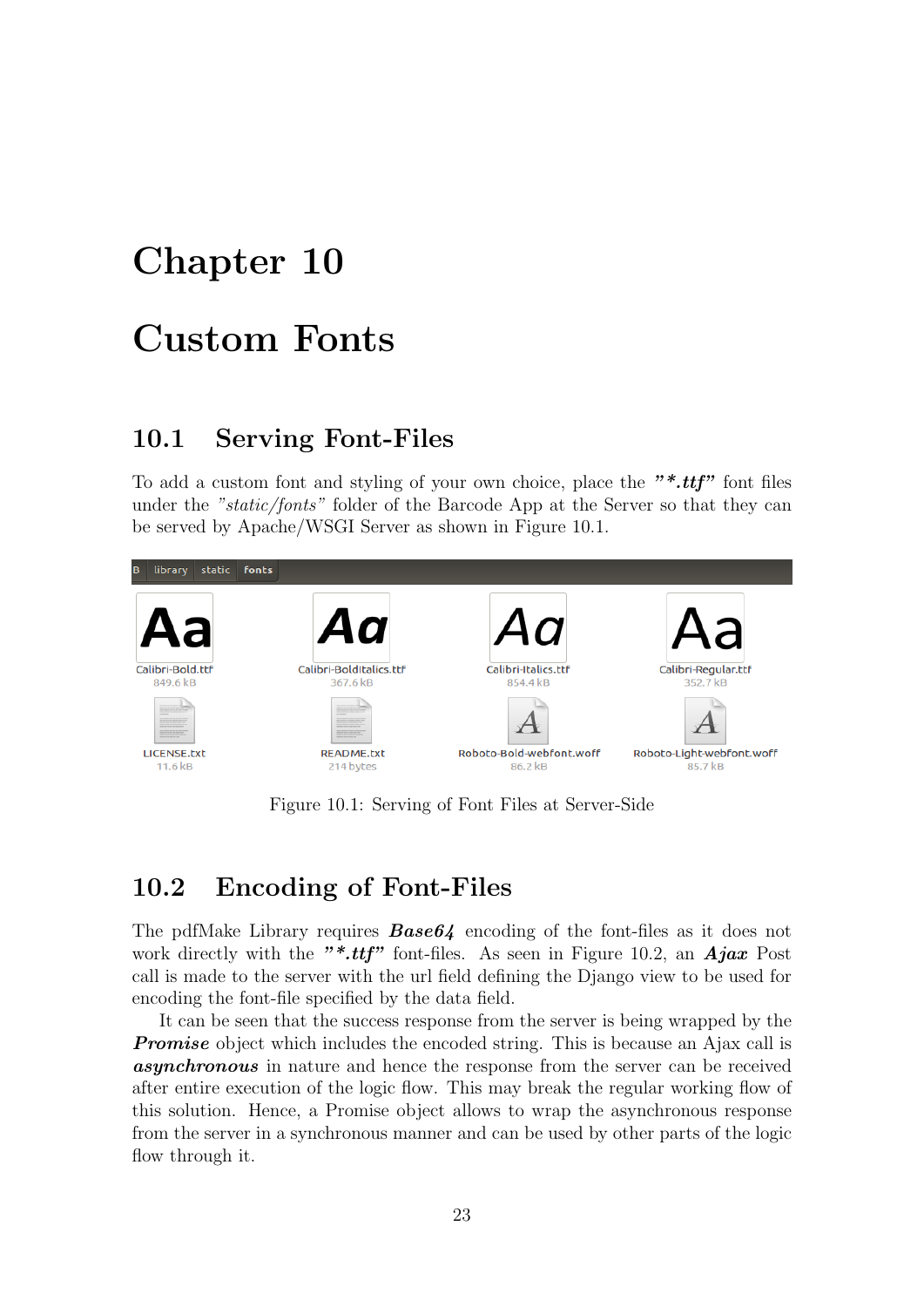# Chapter 10

# Custom Fonts

## 10.1 Serving Font-Files

To add a custom font and styling of your own choice, place the ***"*.ttf"*** font files under the *"static/fonts"* folder of the Barcode App at the Server so that they can be served by Apache/WSGI Server as shown in Figure 10.1.

Figure 10.1: Serving of Font Files at Server-Side

## 10.2 Encoding of Font-Files

The pdfMake Library requires ***Base64*** encoding of the font-files as it does not work directly with the ***"*.ttf"*** font-files. As seen in Figure 10.2, an ***Ajax*** Post call is made to the server with the url field defining the Django view to be used for encoding the font-file specified by the data field.

It can be seen that the success response from the server is being wrapped by the ***Promise*** object which includes the encoded string. This is because an Ajax call is ***asynchronous*** in nature and hence the response from the server can be received after entire execution of the logic flow. This may break the regular working flow of this solution. Hence, a Promise object allows to wrap the asynchronous response from the server in a synchronous manner and can be used by other parts of the logic flow through it.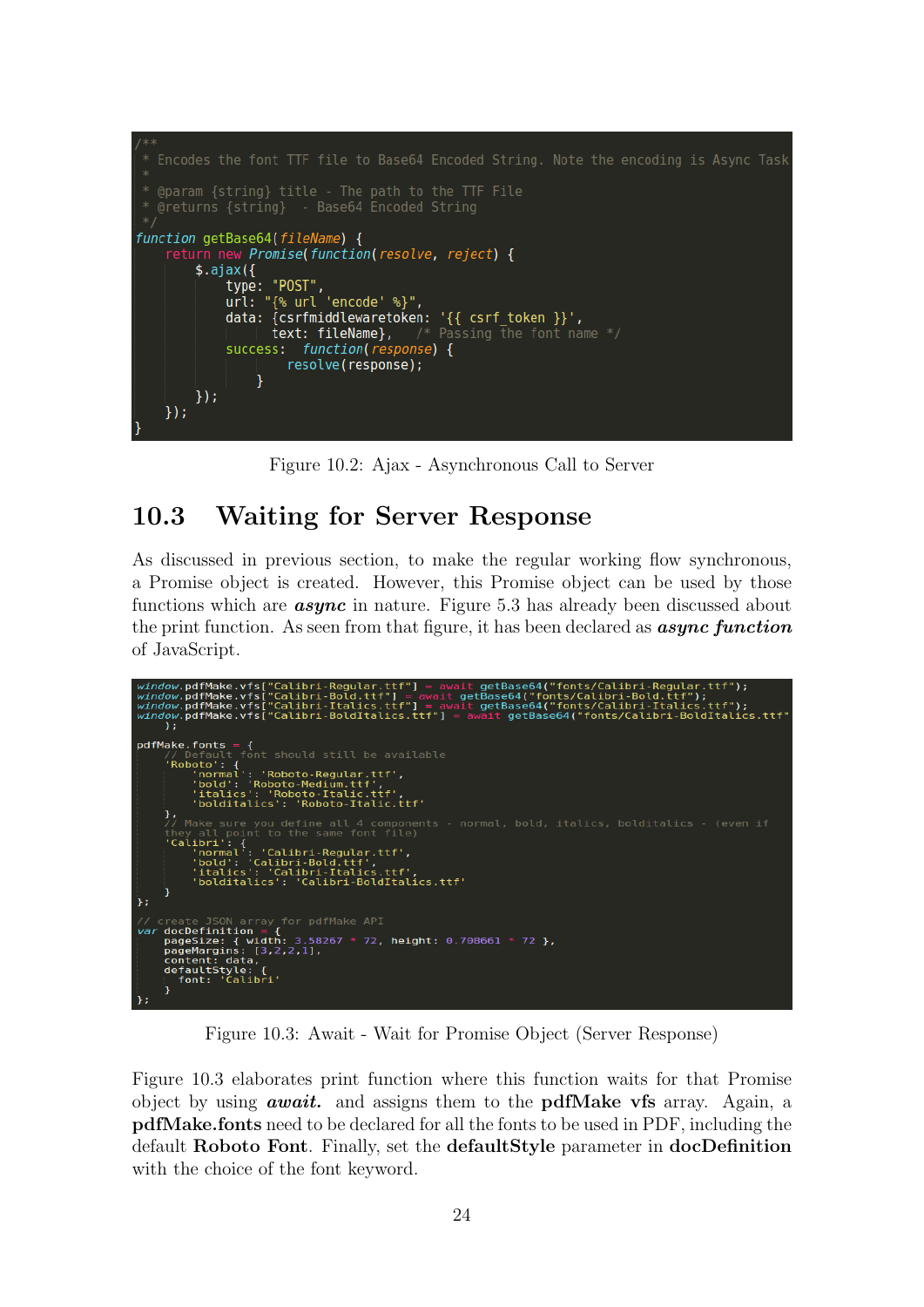```
/**
 * Encodes the font TTF file to Base64 Encoded String. Note the encoding is Async Task
 *
 * @param {string} title - The path to the TTF File
 * @returns {string}  - Base64 Encoded String
 */
function getBase64(fileName) {
    return new Promise(function(resolve, reject) {
        $.ajax({
            type: "POST",
            url: "{% url 'encode' %}",
            data: {csrfmiddlewaretoken: '{{ csrf_token }}',
                   text: fileName},   /* Passing the font name */
            success:  function(response) {
                resolve(response);
            }
        });
    });
}
```

Figure 10.2: Ajax - Asynchronous Call to Server

## 10.3 Waiting for Server Response

As discussed in previous section, to make the regular working flow synchronous, a Promise object is created. However, this Promise object can be used by those functions which are ***async*** in nature. Figure 5.3 has already been discussed about the print function. As seen from that figure, it has been declared as ***async function*** of JavaScript.

```
window.pdfMake.vfs["Calibri-Regular.ttf"] = await getBase64("fonts/Calibri-Regular.ttf");
window.pdfMake.vfs["Calibri-Bold.ttf"] = await getBase64("fonts/Calibri-Bold.ttf");
window.pdfMake.vfs["Calibri-Italics.ttf"] = await getBase64("fonts/Calibri-Italics.ttf");
window.pdfMake.vfs["Calibri-BoldItalics.ttf"] = await getBase64("fonts/Calibri-BoldItalics.ttf"
    );

pdfMake.fonts = {
    // Default font should still be available
    'Roboto': {
        'normal': 'Roboto-Regular.ttf',
        'bold': 'Roboto-Medium.ttf',
        'italics': 'Roboto-Italic.ttf',
        'bolditalics': 'Roboto-Italic.ttf'
    },
    // Make sure you define all 4 components - normal, bold, italics, bolditalics - (even if
    they all point to the same font file)
    'Calibri': {
        'normal': 'Calibri-Regular.ttf',
        'bold': 'Calibri-Bold.ttf',
        'italics': 'Calibri-Italics.ttf',
        'bolditalics': 'Calibri-BoldItalics.ttf'
    }
};

// create JSON array for pdfMake API
var docDefinition = {
    pageSize: { width: 3.58267 * 72, height: 0.708661 * 72 },
    pageMargins: [3,2,2,1],
    content: data,
    defaultStyle: {
      font: 'Calibri'
    }
};
```

Figure 10.3: Await - Wait for Promise Object (Server Response)

Figure 10.3 elaborates print function where this function waits for that Promise object by using ***await.*** and assigns them to the **pdfMake vfs** array. Again, a **pdfMake.fonts** need to be declared for all the fonts to be used in PDF, including the default **Roboto Font**. Finally, set the **defaultStyle** parameter in **docDefinition** with the choice of the font keyword.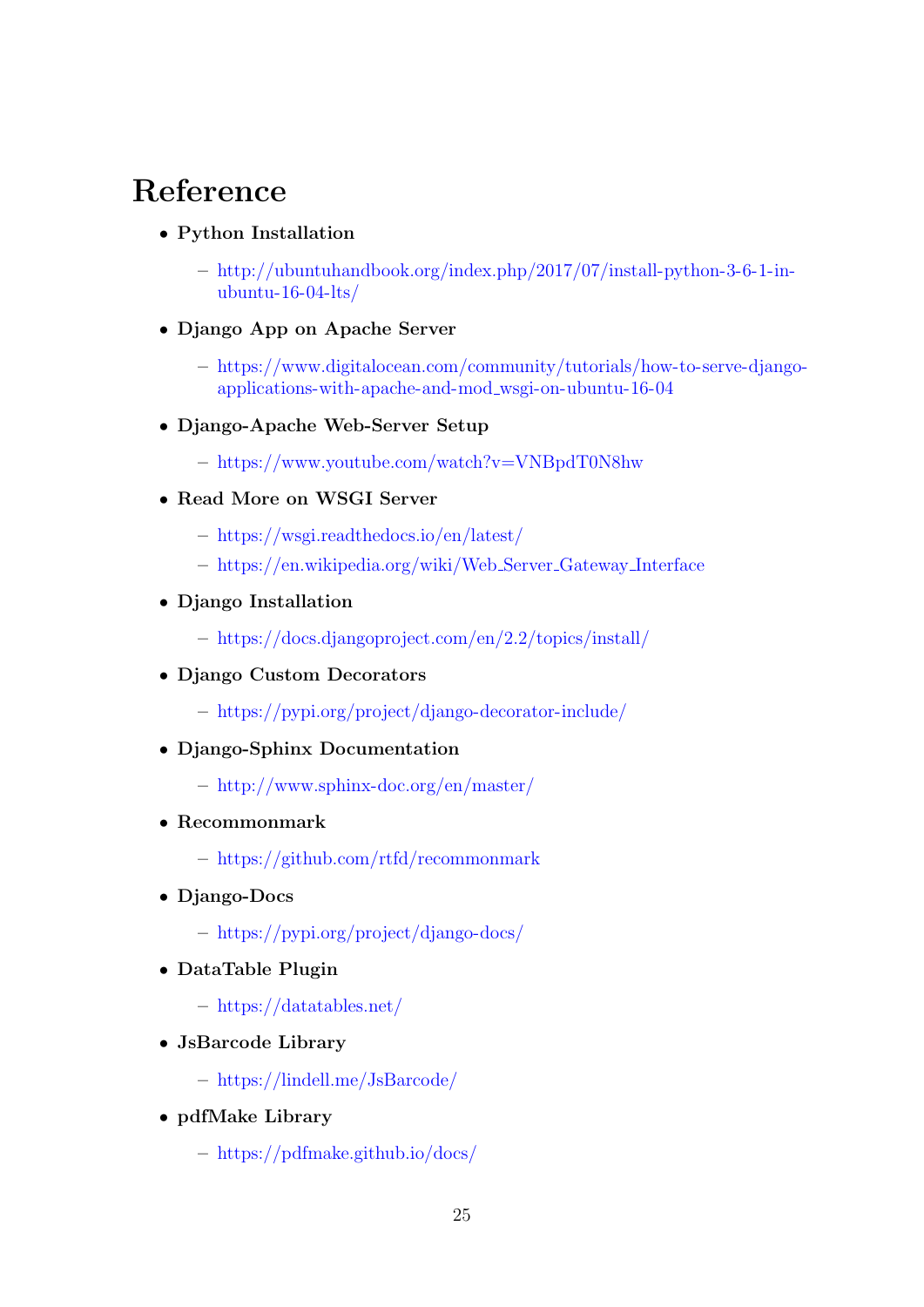# Reference

- **Python Installation**
  - http://ubuntuhandbook.org/index.php/2017/07/install-python-3-6-1-in-ubuntu-16-04-lts/
- **Django App on Apache Server**
  - https://www.digitalocean.com/community/tutorials/how-to-serve-django-applications-with-apache-and-mod_wsgi-on-ubuntu-16-04
- **Django-Apache Web-Server Setup**
  - https://www.youtube.com/watch?v=VNBpdT0N8hw
- **Read More on WSGI Server**
  - https://wsgi.readthedocs.io/en/latest/
  - https://en.wikipedia.org/wiki/Web_Server_Gateway_Interface
- **Django Installation**
  - https://docs.djangoproject.com/en/2.2/topics/install/
- **Django Custom Decorators**
  - https://pypi.org/project/django-decorator-include/
- **Django-Sphinx Documentation**
  - http://www.sphinx-doc.org/en/master/
- **Recommonmark**
  - https://github.com/rtfd/recommonmark
- **Django-Docs**
  - https://pypi.org/project/django-docs/
- **DataTable Plugin**
  - https://datatables.net/
- **JsBarcode Library**
  - https://lindell.me/JsBarcode/
- **pdfMake Library**
  - https://pdfmake.github.io/docs/